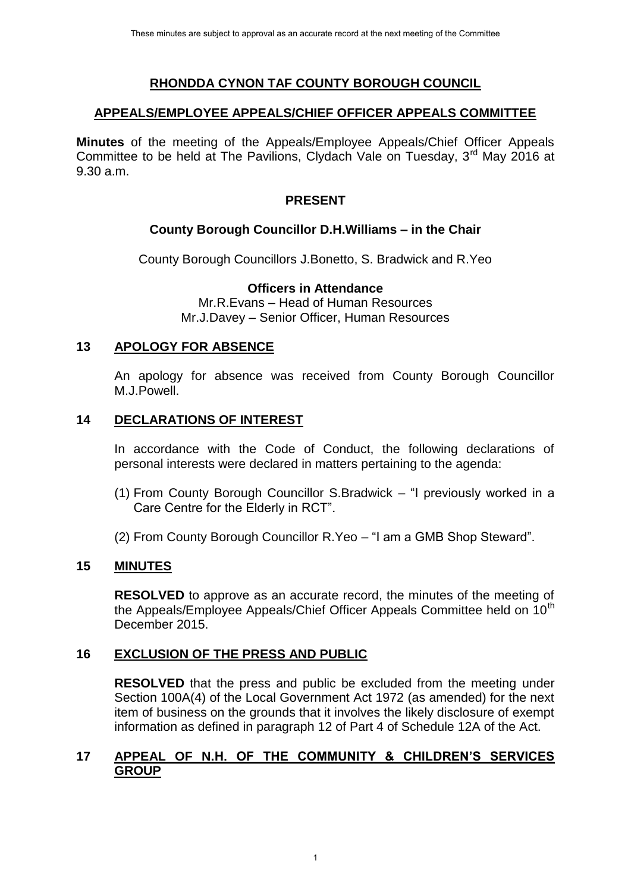# RHONDDA CYNON TAF COUNTY BOROUGH COUNCIL

## APPEALS/EMPLOYEE APPEALS/CHIEF OFFICER APPEALS COMMITTEE

**Minutes** of the meeting of the Appeals/Employee Appeals/Chief Officer Appeals Committee to be held at The Pavilions, Clydach Vale on Tuesday, 3rd May 2016 at 9.30 a.m.

**PRESENT**

**County Borough Councillor D.H.Williams – in the Chair**

County Borough Councillors J.Bonetto, S. Bradwick and R.Yeo

**Officers in Attendance**

Mr.R.Evans – Head of Human Resources
Mr.J.Davey – Senior Officer, Human Resources

## 13 APOLOGY FOR ABSENCE

An apology for absence was received from County Borough Councillor M.J.Powell.

## 14 DECLARATIONS OF INTEREST

In accordance with the Code of Conduct, the following declarations of personal interests were declared in matters pertaining to the agenda:

(1) From County Borough Councillor S.Bradwick – "I previously worked in a Care Centre for the Elderly in RCT".

(2) From County Borough Councillor R.Yeo – "I am a GMB Shop Steward".

## 15 MINUTES

**RESOLVED** to approve as an accurate record, the minutes of the meeting of the Appeals/Employee Appeals/Chief Officer Appeals Committee held on 10th December 2015.

## 16 EXCLUSION OF THE PRESS AND PUBLIC

**RESOLVED** that the press and public be excluded from the meeting under Section 100A(4) of the Local Government Act 1972 (as amended) for the next item of business on the grounds that it involves the likely disclosure of exempt information as defined in paragraph 12 of Part 4 of Schedule 12A of the Act.

## 17 APPEAL OF N.H. OF THE COMMUNITY & CHILDREN'S SERVICES GROUP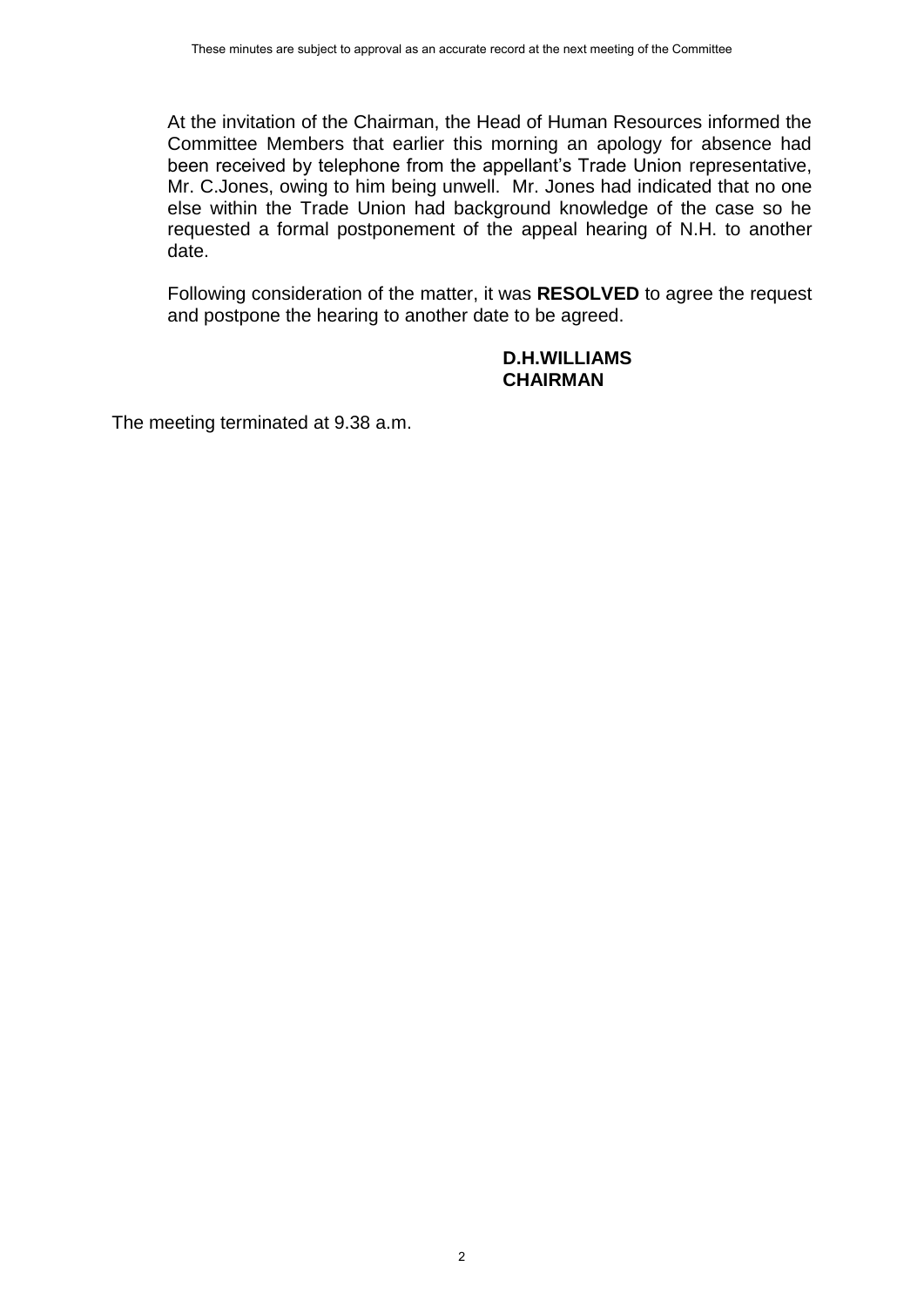At the invitation of the Chairman, the Head of Human Resources informed the Committee Members that earlier this morning an apology for absence had been received by telephone from the appellant's Trade Union representative, Mr. C.Jones, owing to him being unwell. Mr. Jones had indicated that no one else within the Trade Union had background knowledge of the case so he requested a formal postponement of the appeal hearing of N.H. to another date.

Following consideration of the matter, it was **RESOLVED** to agree the request and postpone the hearing to another date to be agreed.

**D.H.WILLIAMS**
**CHAIRMAN**

The meeting terminated at 9.38 a.m.